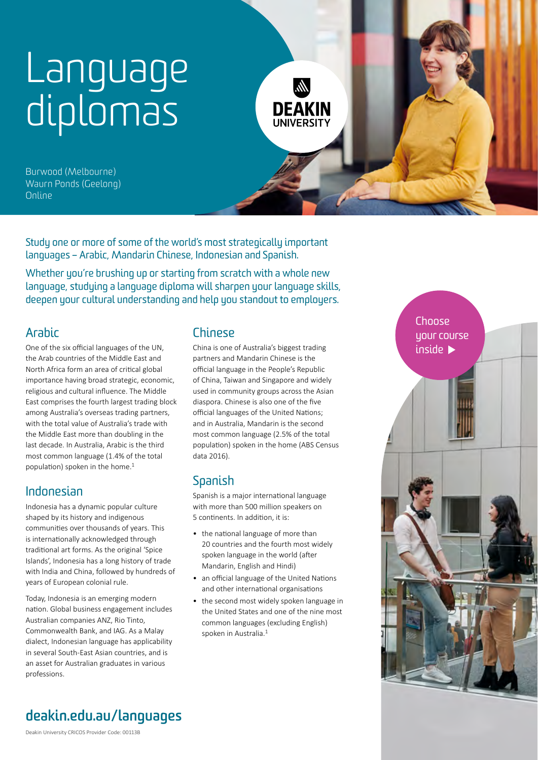# Language diplomas

DEAKIN UNIVERSITY

Burwood (Melbourne)
Waurn Ponds (Geelong)
Online

Study one or more of some of the world's most strategically important languages – Arabic, Mandarin Chinese, Indonesian and Spanish.

Whether you're brushing up or starting from scratch with a whole new language, studying a language diploma will sharpen your language skills, deepen your cultural understanding and help you standout to employers.

## Arabic

One of the six official languages of the UN, the Arab countries of the Middle East and North Africa form an area of critical global importance having broad strategic, economic, religious and cultural influence. The Middle East comprises the fourth largest trading block among Australia's overseas trading partners, with the total value of Australia's trade with the Middle East more than doubling in the last decade. In Australia, Arabic is the third most common language (1.4% of the total population) spoken in the home.[1]

## Indonesian

Indonesia has a dynamic popular culture shaped by its history and indigenous communities over thousands of years. This is internationally acknowledged through traditional art forms. As the original 'Spice Islands', Indonesia has a long history of trade with India and China, followed by hundreds of years of European colonial rule.

Today, Indonesia is an emerging modern nation. Global business engagement includes Australian companies ANZ, Rio Tinto, Commonwealth Bank, and IAG. As a Malay dialect, Indonesian language has applicability in several South-East Asian countries, and is an asset for Australian graduates in various professions.

## Chinese

China is one of Australia's biggest trading partners and Mandarin Chinese is the official language in the People's Republic of China, Taiwan and Singapore and widely used in community groups across the Asian diaspora. Chinese is also one of the five official languages of the United Nations; and in Australia, Mandarin is the second most common language (2.5% of the total population) spoken in the home (ABS Census data 2016).

## Spanish

Spanish is a major international language with more than 500 million speakers on 5 continents. In addition, it is:

- the national language of more than 20 countries and the fourth most widely spoken language in the world (after Mandarin, English and Hindi)
- an official language of the United Nations and other international organisations
- the second most widely spoken language in the United States and one of the nine most common languages (excluding English) spoken in Australia.[1]

Choose your course inside ▶

**deakin.edu.au/languages**

Deakin University CRICOS Provider Code: 00113B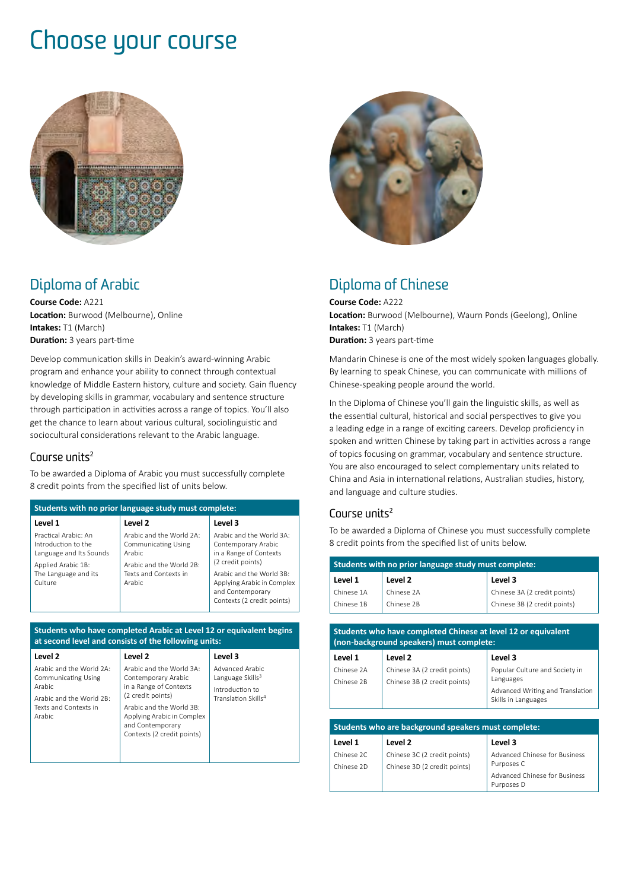# Choose your course

## Diploma of Arabic

**Course Code:** A221
**Location:** Burwood (Melbourne), Online
**Intakes:** T1 (March)
**Duration:** 3 years part-time

Develop communication skills in Deakin's award-winning Arabic program and enhance your ability to connect through contextual knowledge of Middle Eastern history, culture and society. Gain fluency by developing skills in grammar, vocabulary and sentence structure through participation in activities across a range of topics. You'll also get the chance to learn about various cultural, sociolinguistic and sociocultural considerations relevant to the Arabic language.

### Course units[2]

To be awarded a Diploma of Arabic you must successfully complete 8 credit points from the specified list of units below.

| Students with no prior language study must complete: | | |
|---|---|---|
| **Level 1** | **Level 2** | **Level 3** |
| Practical Arabic: An Introduction to the Language and Its Sounds<br>Applied Arabic 1B: The Language and its Culture | Arabic and the World 2A: Communicating Using Arabic<br>Arabic and the World 2B: Texts and Contexts in Arabic | Arabic and the World 3A: Contemporary Arabic in a Range of Contexts (2 credit points)<br>Arabic and the World 3B: Applying Arabic in Complex and Contemporary Contexts (2 credit points) |

| Students who have completed Arabic at Level 12 or equivalent begins at second level and consists of the following units: | | |
|---|---|---|
| **Level 2** | **Level 2** | **Level 3** |
| Arabic and the World 2A: Communicating Using Arabic<br>Arabic and the World 2B: Texts and Contexts in Arabic | Arabic and the World 3A: Contemporary Arabic in a Range of Contexts (2 credit points)<br>Arabic and the World 3B: Applying Arabic in Complex and Contemporary Contexts (2 credit points) | Advanced Arabic Language Skills[3]<br>Introduction to Translation Skills[4] |

## Diploma of Chinese

**Course Code:** A222
**Location:** Burwood (Melbourne), Waurn Ponds (Geelong), Online
**Intakes:** T1 (March)
**Duration:** 3 years part-time

Mandarin Chinese is one of the most widely spoken languages globally. By learning to speak Chinese, you can communicate with millions of Chinese-speaking people around the world.

In the Diploma of Chinese you'll gain the linguistic skills, as well as the essential cultural, historical and social perspectives to give you a leading edge in a range of exciting careers. Develop proficiency in spoken and written Chinese by taking part in activities across a range of topics focusing on grammar, vocabulary and sentence structure. You are also encouraged to select complementary units related to China and Asia in international relations, Australian studies, history, and language and culture studies.

### Course units[2]

To be awarded a Diploma of Chinese you must successfully complete 8 credit points from the specified list of units below.

| Students with no prior language study must complete: | | |
|---|---|---|
| **Level 1** | **Level 2** | **Level 3** |
| Chinese 1A | Chinese 2A | Chinese 3A (2 credit points) |
| Chinese 1B | Chinese 2B | Chinese 3B (2 credit points) |

| Students who have completed Chinese at level 12 or equivalent (non-background speakers) must complete: | | |
|---|---|---|
| **Level 1** | **Level 2** | **Level 3** |
| Chinese 2A | Chinese 3A (2 credit points) | Popular Culture and Society in Languages |
| Chinese 2B | Chinese 3B (2 credit points) | Advanced Writing and Translation Skills in Languages |

| Students who are background speakers must complete: | | |
|---|---|---|
| **Level 1** | **Level 2** | **Level 3** |
| Chinese 2C | Chinese 3C (2 credit points) | Advanced Chinese for Business Purposes C |
| Chinese 2D | Chinese 3D (2 credit points) | Advanced Chinese for Business Purposes D |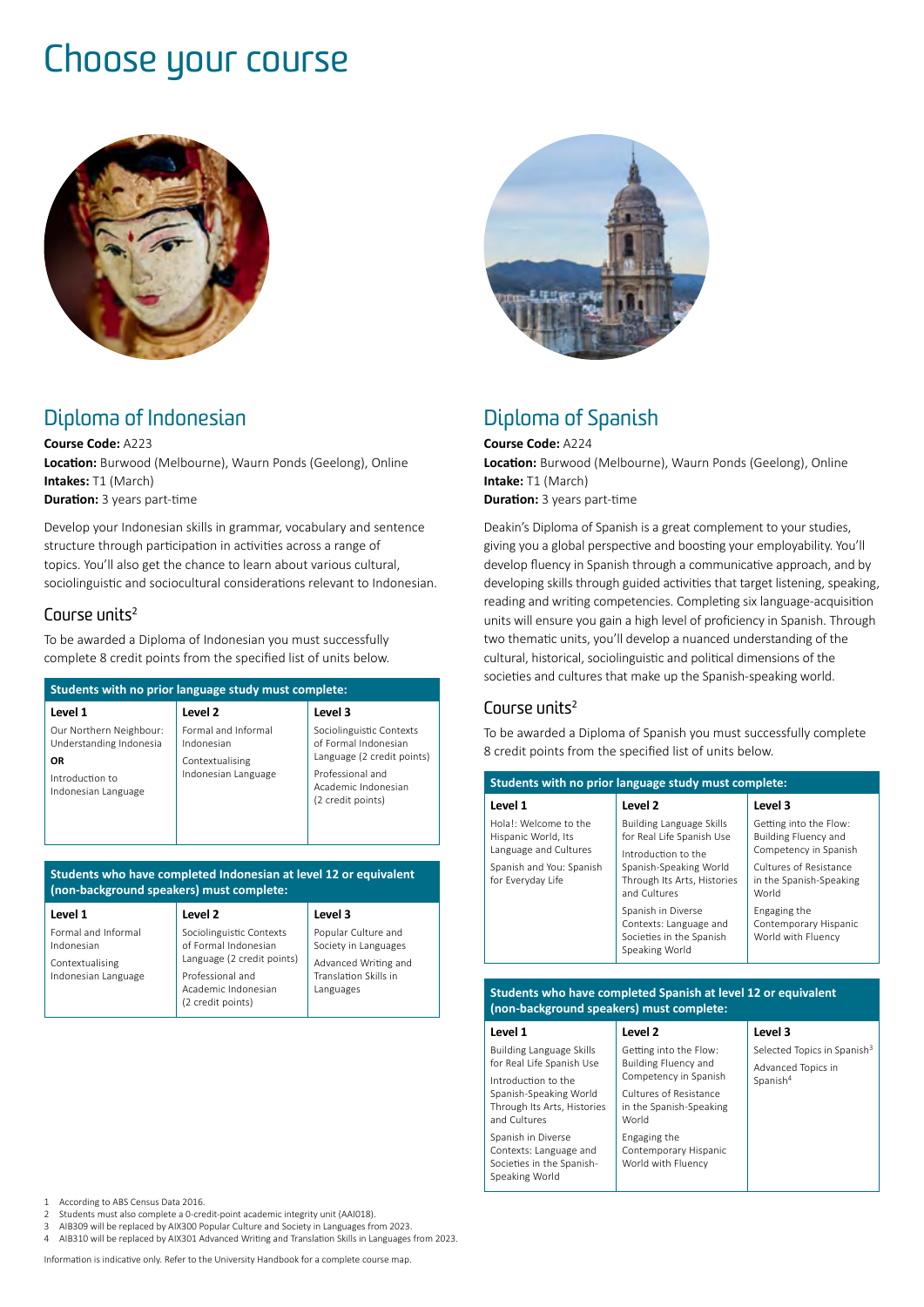# Choose your course

## Diploma of Indonesian

**Course Code:** A223
**Location:** Burwood (Melbourne), Waurn Ponds (Geelong), Online
**Intakes:** T1 (March)
**Duration:** 3 years part-time

Develop your Indonesian skills in grammar, vocabulary and sentence structure through participation in activities across a range of topics. You'll also get the chance to learn about various cultural, sociolinguistic and sociocultural considerations relevant to Indonesian.

### Course units[2]

To be awarded a Diploma of Indonesian you must successfully complete 8 credit points from the specified list of units below.

**Students with no prior language study must complete:**

| Level 1 | Level 2 | Level 3 |
|---|---|---|
| Our Northern Neighbour: Understanding Indonesia<br>**OR**<br>Introduction to Indonesian Language | Formal and Informal Indonesian<br>Contextualising Indonesian Language | Sociolinguistic Contexts of Formal Indonesian Language (2 credit points)<br>Professional and Academic Indonesian (2 credit points) |

**Students who have completed Indonesian at level 12 or equivalent (non-background speakers) must complete:**

| Level 1 | Level 2 | Level 3 |
|---|---|---|
| Formal and Informal Indonesian<br>Contextualising Indonesian Language | Sociolinguistic Contexts of Formal Indonesian Language (2 credit points)<br>Professional and Academic Indonesian (2 credit points) | Popular Culture and Society in Languages<br>Advanced Writing and Translation Skills in Languages |

## Diploma of Spanish

**Course Code:** A224
**Location:** Burwood (Melbourne), Waurn Ponds (Geelong), Online
**Intake:** T1 (March)
**Duration:** 3 years part-time

Deakin's Diploma of Spanish is a great complement to your studies, giving you a global perspective and boosting your employability. You'll develop fluency in Spanish through a communicative approach, and by developing skills through guided activities that target listening, speaking, reading and writing competencies. Completing six language-acquisition units will ensure you gain a high level of proficiency in Spanish. Through two thematic units, you'll develop a nuanced understanding of the cultural, historical, sociolinguistic and political dimensions of the societies and cultures that make up the Spanish-speaking world.

### Course units[2]

To be awarded a Diploma of Spanish you must successfully complete 8 credit points from the specified list of units below.

**Students with no prior language study must complete:**

| Level 1 | Level 2 | Level 3 |
|---|---|---|
| Hola!: Welcome to the Hispanic World, Its Language and Cultures<br>Spanish and You: Spanish for Everyday Life | Building Language Skills for Real Life Spanish Use<br>Introduction to the Spanish-Speaking World Through Its Arts, Histories and Cultures<br>Spanish in Diverse Contexts: Language and Societies in the Spanish Speaking World | Getting into the Flow: Building Fluency and Competency in Spanish<br>Cultures of Resistance in the Spanish-Speaking World<br>Engaging the Contemporary Hispanic World with Fluency |

**Students who have completed Spanish at level 12 or equivalent (non-background speakers) must complete:**

| Level 1 | Level 2 | Level 3 |
|---|---|---|
| Building Language Skills for Real Life Spanish Use<br>Introduction to the Spanish-Speaking World Through Its Arts, Histories and Cultures<br>Spanish in Diverse Contexts: Language and Societies in the Spanish-Speaking World | Getting into the Flow: Building Fluency and Competency in Spanish<br>Cultures of Resistance in the Spanish-Speaking World<br>Engaging the Contemporary Hispanic World with Fluency | Selected Topics in Spanish[3]<br>Advanced Topics in Spanish[4] |

1 According to ABS Census Data 2016.
2 Students must also complete a 0-credit-point academic integrity unit (AAI018).
3 AIB309 will be replaced by AIX300 Popular Culture and Society in Languages from 2023.
4 AIB310 will be replaced by AIX301 Advanced Writing and Translation Skills in Languages from 2023.

Information is indicative only. Refer to the University Handbook for a complete course map.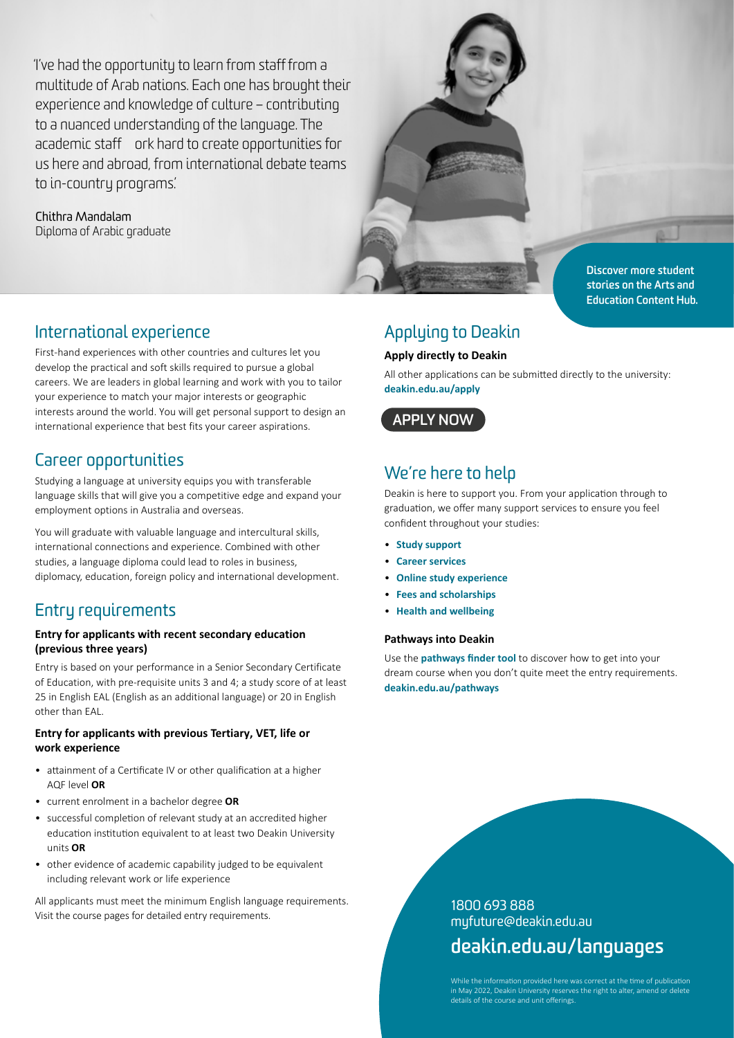'I've had the opportunity to learn from staff from a multitude of Arab nations. Each one has brought their experience and knowledge of culture – contributing to a nuanced understanding of the language. The academic staff ork hard to create opportunities for us here and abroad, from international debate teams to in-country programs.'

Chithra Mandalam
Diploma of Arabic graduate

Discover more student stories on the Arts and Education Content Hub.

## International experience

First-hand experiences with other countries and cultures let you develop the practical and soft skills required to pursue a global careers. We are leaders in global learning and work with you to tailor your experience to match your major interests or geographic interests around the world. You will get personal support to design an international experience that best fits your career aspirations.

## Career opportunities

Studying a language at university equips you with transferable language skills that will give you a competitive edge and expand your employment options in Australia and overseas.

You will graduate with valuable language and intercultural skills, international connections and experience. Combined with other studies, a language diploma could lead to roles in business, diplomacy, education, foreign policy and international development.

## Entry requirements

**Entry for applicants with recent secondary education (previous three years)**

Entry is based on your performance in a Senior Secondary Certificate of Education, with pre-requisite units 3 and 4; a study score of at least 25 in English EAL (English as an additional language) or 20 in English other than EAL.

**Entry for applicants with previous Tertiary, VET, life or work experience**

- attainment of a Certificate IV or other qualification at a higher AQF level **OR**
- current enrolment in a bachelor degree **OR**
- successful completion of relevant study at an accredited higher education institution equivalent to at least two Deakin University units **OR**
- other evidence of academic capability judged to be equivalent including relevant work or life experience

All applicants must meet the minimum English language requirements. Visit the course pages for detailed entry requirements.

## Applying to Deakin

**Apply directly to Deakin**

All other applications can be submitted directly to the university: **deakin.edu.au/apply**

APPLY NOW

## We're here to help

Deakin is here to support you. From your application through to graduation, we offer many support services to ensure you feel confident throughout your studies:

- **Study support**
- **Career services**
- **Online study experience**
- **Fees and scholarships**
- **Health and wellbeing**

**Pathways into Deakin**

Use the **pathways finder tool** to discover how to get into your dream course when you don't quite meet the entry requirements. **deakin.edu.au/pathways**

1800 693 888
myfuture@deakin.edu.au

**deakin.edu.au/languages**

While the information provided here was correct at the time of publication in May 2022, Deakin University reserves the right to alter, amend or delete details of the course and unit offerings.